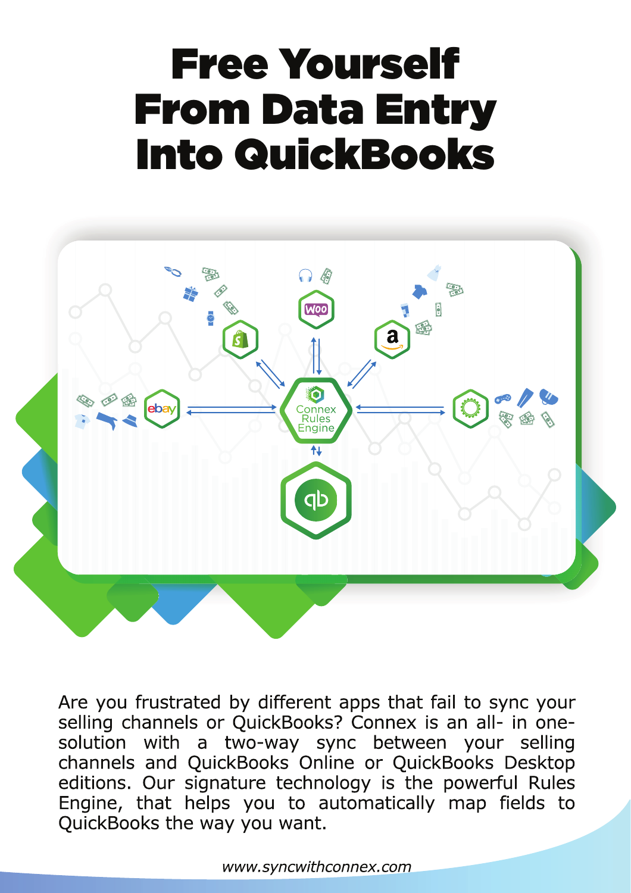# Free Yourself From Data Entry Into QuickBooks

Are you frustrated by different apps that fail to sync your selling channels or QuickBooks? Connex is an all- in one-solution with a two-way sync between your selling channels and QuickBooks Online or QuickBooks Desktop editions. Our signature technology is the powerful Rules Engine, that helps you to automatically map fields to QuickBooks the way you want.

*www.syncwithconnex.com*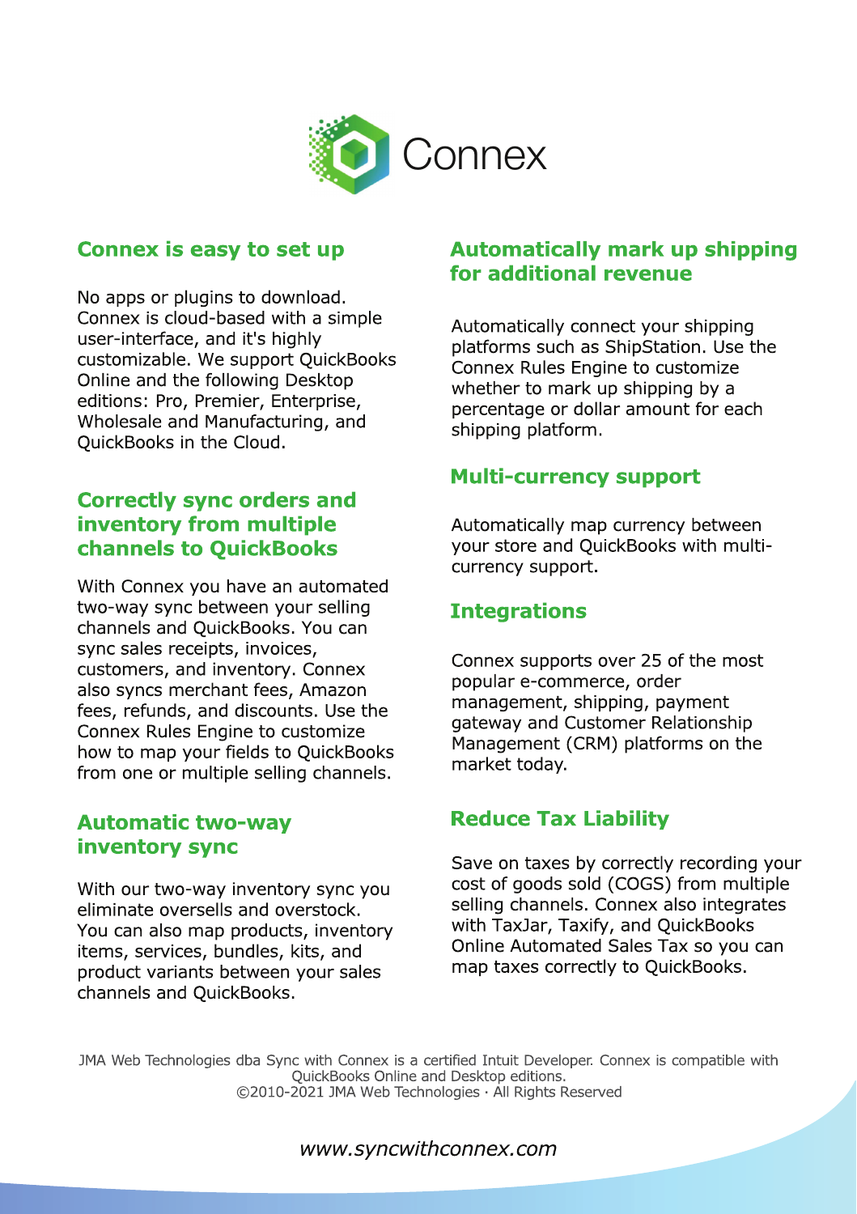# Connex

## Connex is easy to set up

No apps or plugins to download. Connex is cloud-based with a simple user-interface, and it's highly customizable. We support QuickBooks Online and the following Desktop editions: Pro, Premier, Enterprise, Wholesale and Manufacturing, and QuickBooks in the Cloud.

## Correctly sync orders and inventory from multiple channels to QuickBooks

With Connex you have an automated two-way sync between your selling channels and QuickBooks. You can sync sales receipts, invoices, customers, and inventory. Connex also syncs merchant fees, Amazon fees, refunds, and discounts. Use the Connex Rules Engine to customize how to map your fields to QuickBooks from one or multiple selling channels.

## Automatic two-way inventory sync

With our two-way inventory sync you eliminate oversells and overstock. You can also map products, inventory items, services, bundles, kits, and product variants between your sales channels and QuickBooks.

## Automatically mark up shipping for additional revenue

Automatically connect your shipping platforms such as ShipStation. Use the Connex Rules Engine to customize whether to mark up shipping by a percentage or dollar amount for each shipping platform.

## Multi-currency support

Automatically map currency between your store and QuickBooks with multi-currency support.

## Integrations

Connex supports over 25 of the most popular e-commerce, order management, shipping, payment gateway and Customer Relationship Management (CRM) platforms on the market today.

## Reduce Tax Liability

Save on taxes by correctly recording your cost of goods sold (COGS) from multiple selling channels. Connex also integrates with TaxJar, Taxify, and QuickBooks Online Automated Sales Tax so you can map taxes correctly to QuickBooks.

JMA Web Technologies dba Sync with Connex is a certified Intuit Developer. Connex is compatible with QuickBooks Online and Desktop editions.
©2010-2021 JMA Web Technologies · All Rights Reserved

*www.syncwithconnex.com*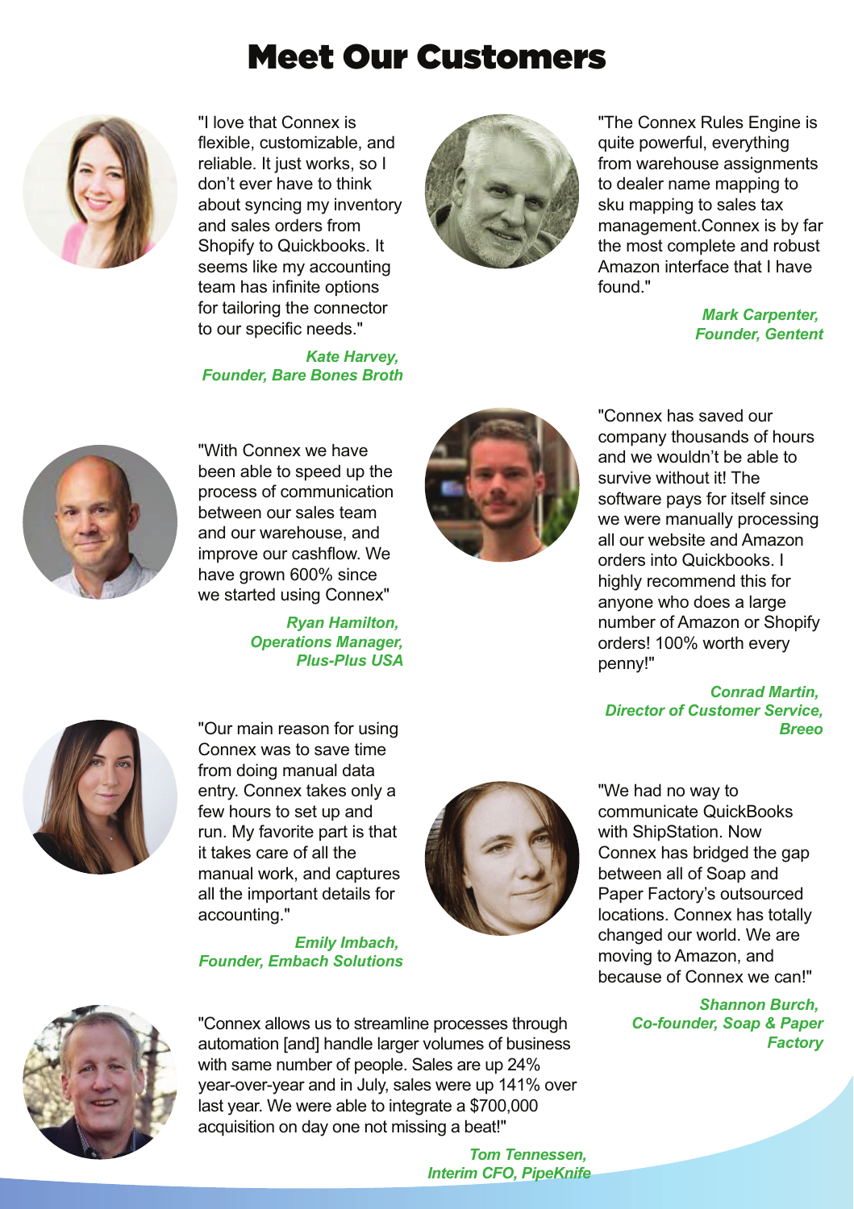# Meet Our Customers

"I love that Connex is flexible, customizable, and reliable. It just works, so I don't ever have to think about syncing my inventory and sales orders from Shopify to Quickbooks. It seems like my accounting team has infinite options for tailoring the connector to our specific needs."

***Kate Harvey, Founder, Bare Bones Broth***

"The Connex Rules Engine is quite powerful, everything from warehouse name assignments to dealer name mapping to sku mapping to sales tax management.Connex is by far the most complete and robust Amazon interface that I have found."

***Mark Carpenter, Founder, Gentent***

"With Connex we have been able to speed up the process of communication between our sales team and our warehouse, and improve our cashflow. We have grown 600% since we started using Connex"

***Ryan Hamilton, Operations Manager, Plus-Plus USA***

"Connex has saved our company thousands of hours and we wouldn't be able to survive without it! The software pays for itself since we were manually processing all our website and Amazon orders into Quickbooks. I highly recommend this for anyone who does a large number of Amazon or Shopify orders! 100% worth every penny!"

***Conrad Martin, Director of Customer Service, Breeo***

"Our main reason for using Connex was to save time from doing manual data entry. Connex takes only a few hours to set up and run. My favorite part is that it takes care of all the manual work, and captures all the important details for accounting."

***Emily Imbach, Founder, Embach Solutions***

"We had no way to communicate QuickBooks with ShipStation. Now Connex has bridged the gap between all of Soap and Paper Factory's outsourced locations. Connex has totally changed our world. We are moving to Amazon, and because of Connex we can!"

***Shannon Burch, Co-founder, Soap & Paper Factory***

"Connex allows us to streamline processes through automation [and] handle larger volumes of business with same number of people. Sales are up 24% year-over-year and in July, sales were up 141% over last year. We were able to integrate a $700,000 acquisition on day one not missing a beat!"

***Tom Tennessen, Interim CFO, PipeKnife***